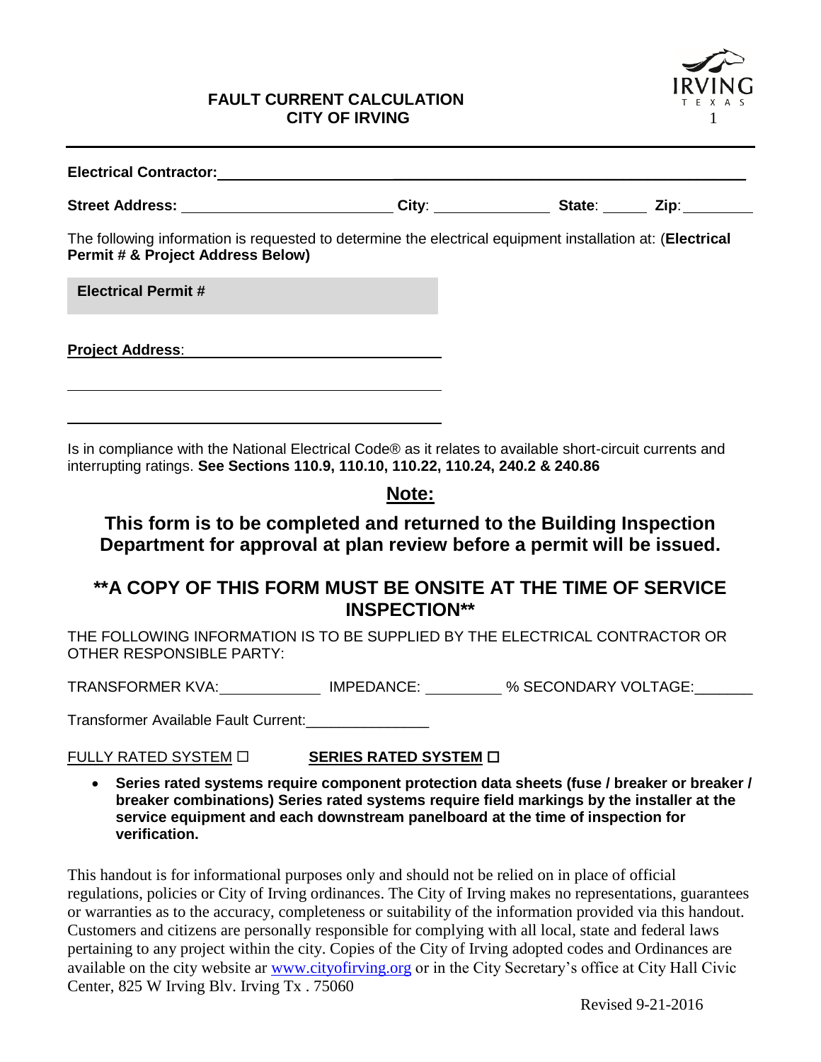# FAULT CURRENT CALCULATION
# CITY OF IRVING

**Electrical Contractor:** ______________________________________________

**Street Address:** __________________________ **City**: ______________ **State**: _____ **Zip**: _________

The following information is requested to determine the electrical equipment installation at: (**Electrical Permit # & Project Address Below)**

**Electrical Permit #**

**Project Address**: _______________________________

_______________________________________________

_______________________________________________

Is in compliance with the National Electrical Code® as it relates to available short-circuit currents and interrupting ratings. **See Sections 110.9, 110.10, 110.22, 110.24, 240.2 & 240.86**

## Note:

## This form is to be completed and returned to the Building Inspection Department for approval at plan review before a permit will be issued.

## **A COPY OF THIS FORM MUST BE ONSITE AT THE TIME OF SERVICE INSPECTION**

THE FOLLOWING INFORMATION IS TO BE SUPPLIED BY THE ELECTRICAL CONTRACTOR OR OTHER RESPONSIBLE PARTY:

TRANSFORMER KVA: ____________ IMPEDANCE: _________ % SECONDARY VOLTAGE: _______

Transformer Available Fault Current: _______________

FULLY RATED SYSTEM ☐ **SERIES RATED SYSTEM ☐**

- **Series rated systems require component protection data sheets (fuse / breaker or breaker / breaker combinations) Series rated systems require field markings by the installer at the service equipment and each downstream panelboard at the time of inspection for verification.**

This handout is for informational purposes only and should not be relied on in place of official regulations, policies or City of Irving ordinances. The City of Irving makes no representations, guarantees or warranties as to the accuracy, completeness or suitability of the information provided via this handout. Customers and citizens are personally responsible for complying with all local, state and federal laws pertaining to any project within the city. Copies of the City of Irving adopted codes and Ordinances are available on the city website ar www.cityofirving.org or in the City Secretary's office at City Hall Civic Center, 825 W Irving Blv. Irving Tx . 75060

Revised 9-21-2016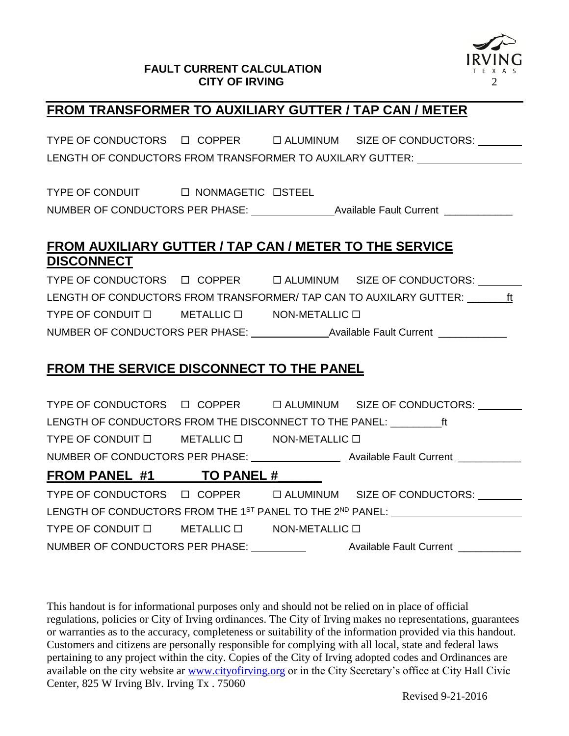**FAULT CURRENT CALCULATION**
**CITY OF IRVING**

## FROM TRANSFORMER TO AUXILIARY GUTTER / TAP CAN / METER

TYPE OF CONDUCTORS ☐ COPPER ☐ ALUMINUM SIZE OF CONDUCTORS: ________

LENGTH OF CONDUCTORS FROM TRANSFORMER TO AUXILARY GUTTER: __________________

TYPE OF CONDUIT ☐ NONMAGETIC ☐STEEL

NUMBER OF CONDUCTORS PER PHASE: _______________ Available Fault Current ____________

## FROM AUXILIARY GUTTER / TAP CAN / METER TO THE SERVICE DISCONNECT

TYPE OF CONDUCTORS ☐ COPPER ☐ ALUMINUM SIZE OF CONDUCTORS: ________

LENGTH OF CONDUCTORS FROM TRANSFORMER/ TAP CAN TO AUXILARY GUTTER: _______ft

TYPE OF CONDUIT ☐ METALLIC ☐ NON-METALLIC ☐

NUMBER OF CONDUCTORS PER PHASE: ______________ Available Fault Current ____________

## FROM THE SERVICE DISCONNECT TO THE PANEL

TYPE OF CONDUCTORS ☐ COPPER ☐ ALUMINUM SIZE OF CONDUCTORS: ________

LENGTH OF CONDUCTORS FROM THE DISCONNECT TO THE PANEL: _________ft

TYPE OF CONDUIT ☐ METALLIC ☐ NON-METALLIC ☐

NUMBER OF CONDUCTORS PER PHASE: ________________ Available Fault Current ___________

## FROM PANEL #1 TO PANEL #______

TYPE OF CONDUCTORS ☐ COPPER ☐ ALUMINUM SIZE OF CONDUCTORS: ________

LENGTH OF CONDUCTORS FROM THE 1ST PANEL TO THE 2ND PANEL: ______________________

TYPE OF CONDUIT ☐ METALLIC ☐ NON-METALLIC ☐

NUMBER OF CONDUCTORS PER PHASE: __________ Available Fault Current ___________

This handout is for informational purposes only and should not be relied on in place of official regulations, policies or City of Irving ordinances. The City of Irving makes no representations, guarantees or warranties as to the accuracy, completeness or suitability of the information provided via this handout. Customers and citizens are personally responsible for complying with all local, state and federal laws pertaining to any project within the city. Copies of the City of Irving adopted codes and Ordinances are available on the city website ar www.cityofirving.org or in the City Secretary's office at City Hall Civic Center, 825 W Irving Blv. Irving Tx . 75060

Revised 9-21-2016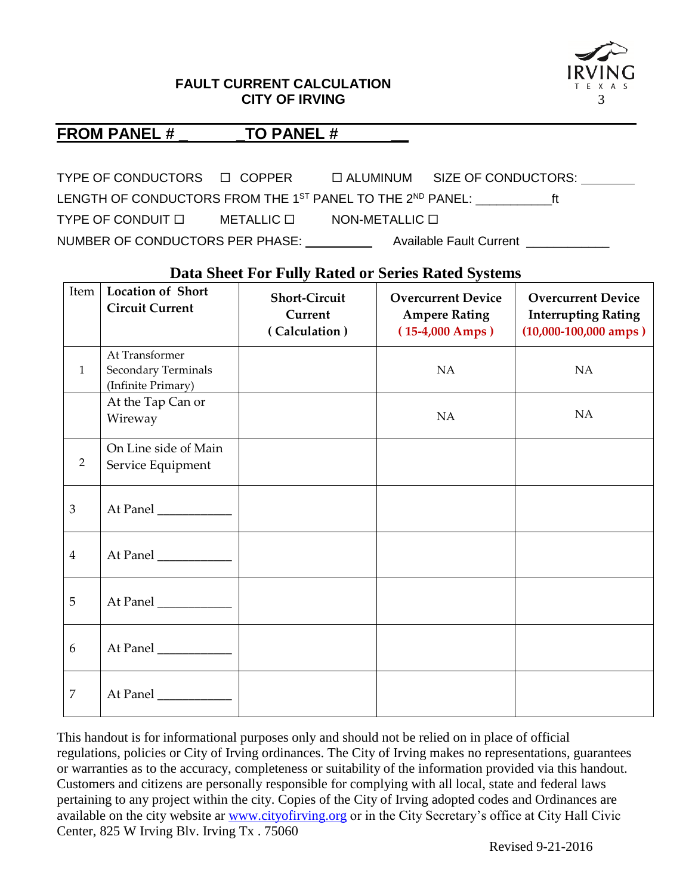**FAULT CURRENT CALCULATION**
**CITY OF IRVING**

## FROM PANEL # _________ TO PANEL # _________

TYPE OF CONDUCTORS ☐ COPPER ☐ ALUMINUM SIZE OF CONDUCTORS: ________

LENGTH OF CONDUCTORS FROM THE 1ST PANEL TO THE 2ND PANEL: __________ft

TYPE OF CONDUIT ☐ METALLIC ☐ NON-METALLIC ☐

NUMBER OF CONDUCTORS PER PHASE: __________ Available Fault Current ____________

### Data Sheet For Fully Rated or Series Rated Systems

| Item | Location of Short Circuit Current | Short-Circuit Current ( Calculation ) | Overcurrent Device Ampere Rating ( 15-4,000 Amps ) | Overcurrent Device Interrupting Rating (10,000-100,000 amps ) |
|---|---|---|---|---|
| 1 | At Transformer Secondary Terminals (Infinite Primary) | | NA | NA |
| | At the Tap Can or Wireway | | NA | NA |
| 2 | On Line side of Main Service Equipment | | | |
| 3 | At Panel ___________ | | | |
| 4 | At Panel ___________ | | | |
| 5 | At Panel ___________ | | | |
| 6 | At Panel ___________ | | | |
| 7 | At Panel ___________ | | | |

This handout is for informational purposes only and should not be relied on in place of official regulations, policies or City of Irving ordinances. The City of Irving makes no representations, guarantees or warranties as to the accuracy, completeness or suitability of the information provided via this handout. Customers and citizens are personally responsible for complying with all local, state and federal laws pertaining to any project within the city. Copies of the City of Irving adopted codes and Ordinances are available on the city website ar www.cityofirving.org or in the City Secretary's office at City Hall Civic Center, 825 W Irving Blv. Irving Tx . 75060

Revised 9-21-2016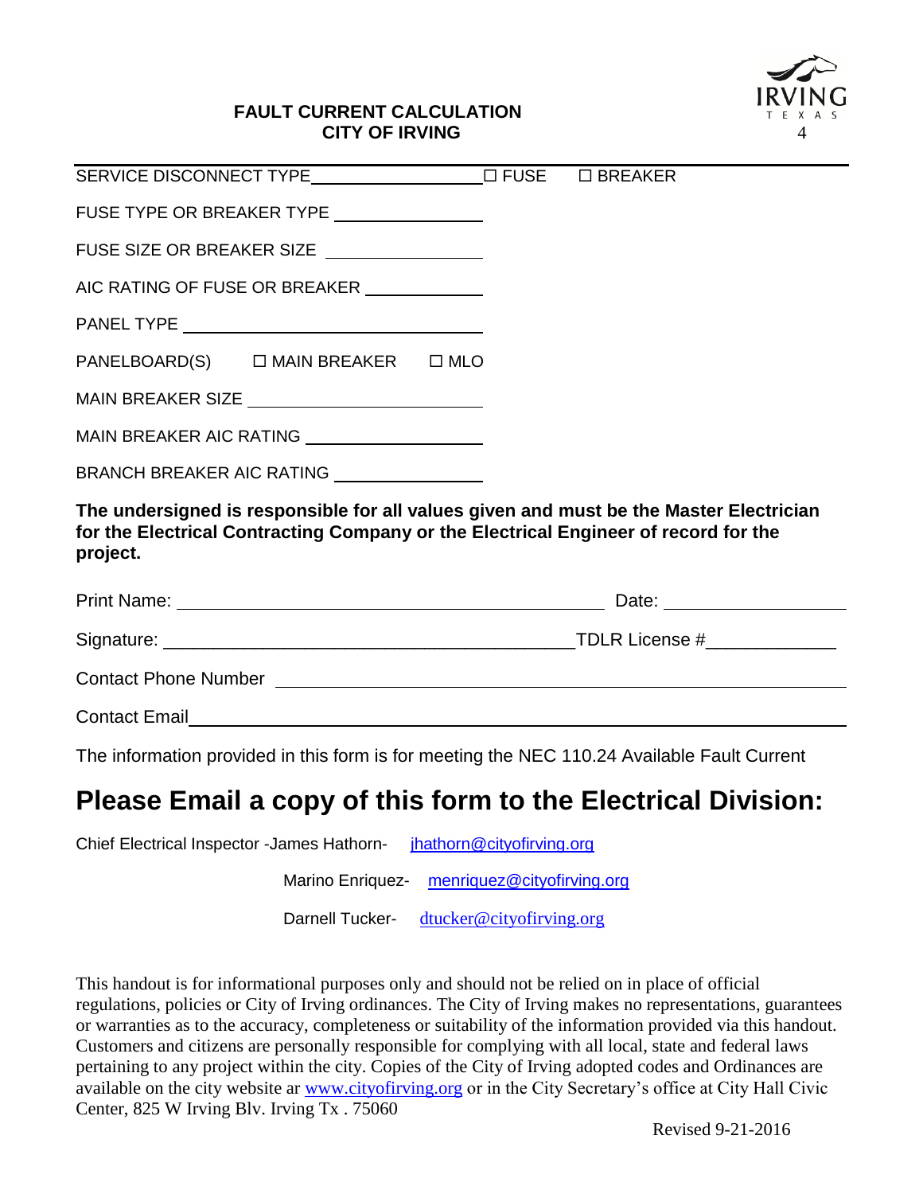**FAULT CURRENT CALCULATION**
**CITY OF IRVING**

SERVICE DISCONNECT TYPE__________________ ☐ FUSE ☐ BREAKER

FUSE TYPE OR BREAKER TYPE ________________

FUSE SIZE OR BREAKER SIZE ________________

AIC RATING OF FUSE OR BREAKER ____________

PANEL TYPE ________________________________

PANELBOARD(S) ☐ MAIN BREAKER ☐ MLO

MAIN BREAKER SIZE _________________________

MAIN BREAKER AIC RATING ___________________

BRANCH BREAKER AIC RATING ________________

**The undersigned is responsible for all values given and must be the Master Electrician for the Electrical Contracting Company or the Electrical Engineer of record for the project.**

Print Name: ______________________________________ Date: __________________

Signature: ________________________________________TDLR License #_____________

Contact Phone Number ___________________________________________________

Contact Email___________________________________________________________

The information provided in this form is for meeting the NEC 110.24 Available Fault Current

# Please Email a copy of this form to the Electrical Division:

Chief Electrical Inspector -James Hathorn- jhathorn@cityofirving.org

Marino Enriquez- menriquez@cityofirving.org

Darnell Tucker- dtucker@cityofirving.org

This handout is for informational purposes only and should not be relied on in place of official regulations, policies or City of Irving ordinances. The City of Irving makes no representations, guarantees or warranties as to the accuracy, completeness or suitability of the information provided via this handout. Customers and citizens are personally responsible for complying with all local, state and federal laws pertaining to any project within the city. Copies of the City of Irving adopted codes and Ordinances are available on the city website ar www.cityofirving.org or in the City Secretary's office at City Hall Civic Center, 825 W Irving Blv. Irving Tx . 75060

Revised 9-21-2016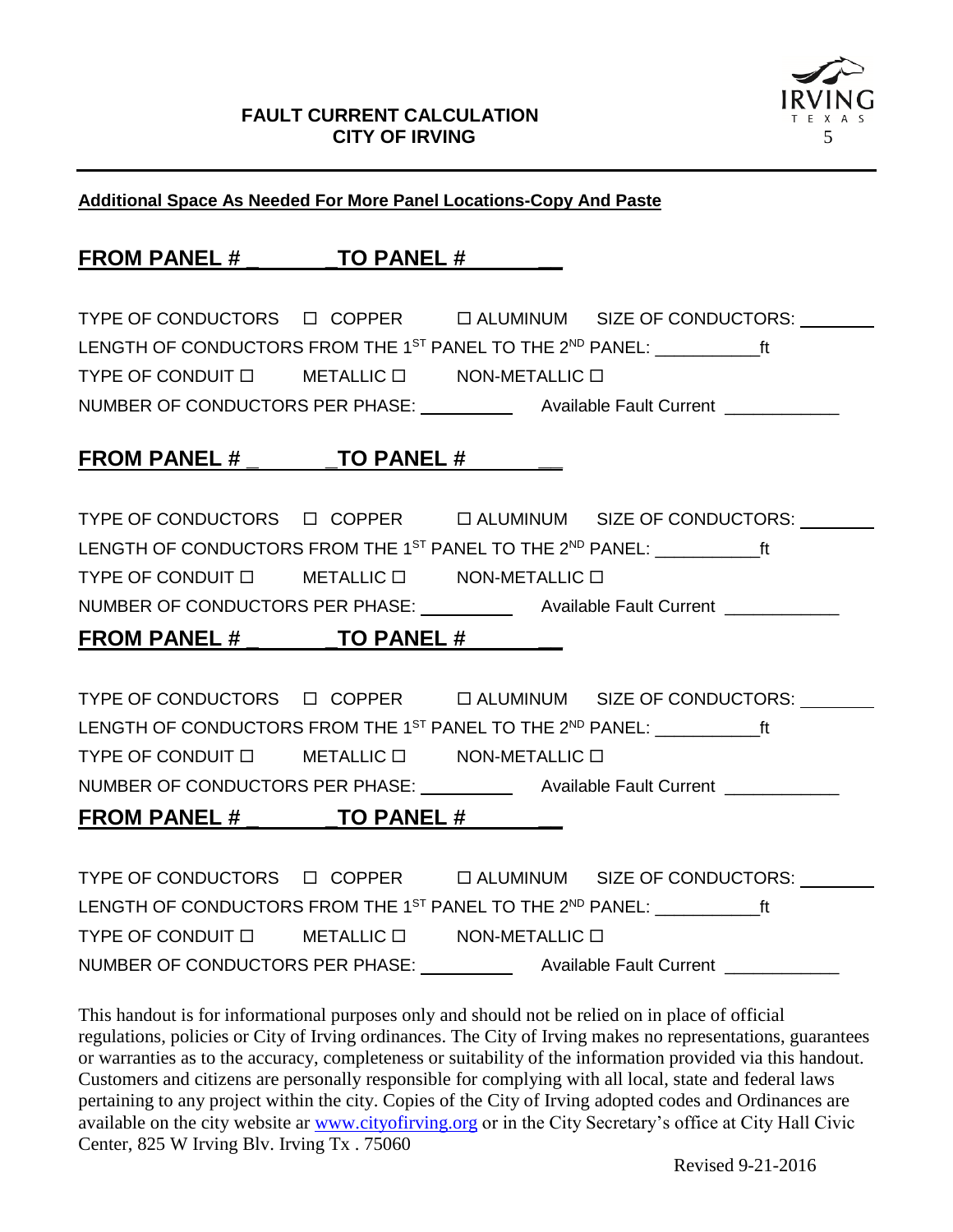**FAULT CURRENT CALCULATION**
**CITY OF IRVING**

**Additional Space As Needed For More Panel Locations-Copy And Paste**

## FROM PANEL # \_\_\_\_\_\_\_\_TO PANEL # \_\_\_\_\_\_\_\_

TYPE OF CONDUCTORS ☐ COPPER ☐ ALUMINUM SIZE OF CONDUCTORS: \_\_\_\_\_\_\_\_
LENGTH OF CONDUCTORS FROM THE 1ST PANEL TO THE 2ND PANEL: \_\_\_\_\_\_\_\_\_\_\_ft
TYPE OF CONDUIT ☐ METALLIC ☐ NON-METALLIC ☐
NUMBER OF CONDUCTORS PER PHASE: \_\_\_\_\_\_\_\_\_\_ Available Fault Current \_\_\_\_\_\_\_\_\_\_\_\_

## FROM PANEL # \_\_\_\_\_\_\_\_TO PANEL # \_\_\_\_\_\_\_\_

TYPE OF CONDUCTORS ☐ COPPER ☐ ALUMINUM SIZE OF CONDUCTORS: \_\_\_\_\_\_\_\_
LENGTH OF CONDUCTORS FROM THE 1ST PANEL TO THE 2ND PANEL: \_\_\_\_\_\_\_\_\_\_\_ft
TYPE OF CONDUIT ☐ METALLIC ☐ NON-METALLIC ☐
NUMBER OF CONDUCTORS PER PHASE: \_\_\_\_\_\_\_\_\_\_ Available Fault Current \_\_\_\_\_\_\_\_\_\_\_\_

## FROM PANEL # \_\_\_\_\_\_\_\_TO PANEL # \_\_\_\_\_\_\_\_

TYPE OF CONDUCTORS ☐ COPPER ☐ ALUMINUM SIZE OF CONDUCTORS: \_\_\_\_\_\_\_\_
LENGTH OF CONDUCTORS FROM THE 1ST PANEL TO THE 2ND PANEL: \_\_\_\_\_\_\_\_\_\_\_ft
TYPE OF CONDUIT ☐ METALLIC ☐ NON-METALLIC ☐
NUMBER OF CONDUCTORS PER PHASE: \_\_\_\_\_\_\_\_\_\_ Available Fault Current \_\_\_\_\_\_\_\_\_\_\_\_

## FROM PANEL # \_\_\_\_\_\_\_\_TO PANEL # \_\_\_\_\_\_\_\_

TYPE OF CONDUCTORS ☐ COPPER ☐ ALUMINUM SIZE OF CONDUCTORS: \_\_\_\_\_\_\_\_
LENGTH OF CONDUCTORS FROM THE 1ST PANEL TO THE 2ND PANEL: \_\_\_\_\_\_\_\_\_\_\_ft
TYPE OF CONDUIT ☐ METALLIC ☐ NON-METALLIC ☐
NUMBER OF CONDUCTORS PER PHASE: \_\_\_\_\_\_\_\_\_\_ Available Fault Current \_\_\_\_\_\_\_\_\_\_\_\_

This handout is for informational purposes only and should not be relied on in place of official regulations, policies or City of Irving ordinances. The City of Irving makes no representations, guarantees or warranties as to the accuracy, completeness or suitability of the information provided via this handout. Customers and citizens are personally responsible for complying with all local, state and federal laws pertaining to any project within the city. Copies of the City of Irving adopted codes and Ordinances are available on the city website ar [www.cityofirving.org](http://www.cityofirving.org) or in the City Secretary's office at City Hall Civic Center, 825 W Irving Blv. Irving Tx . 75060

Revised 9-21-2016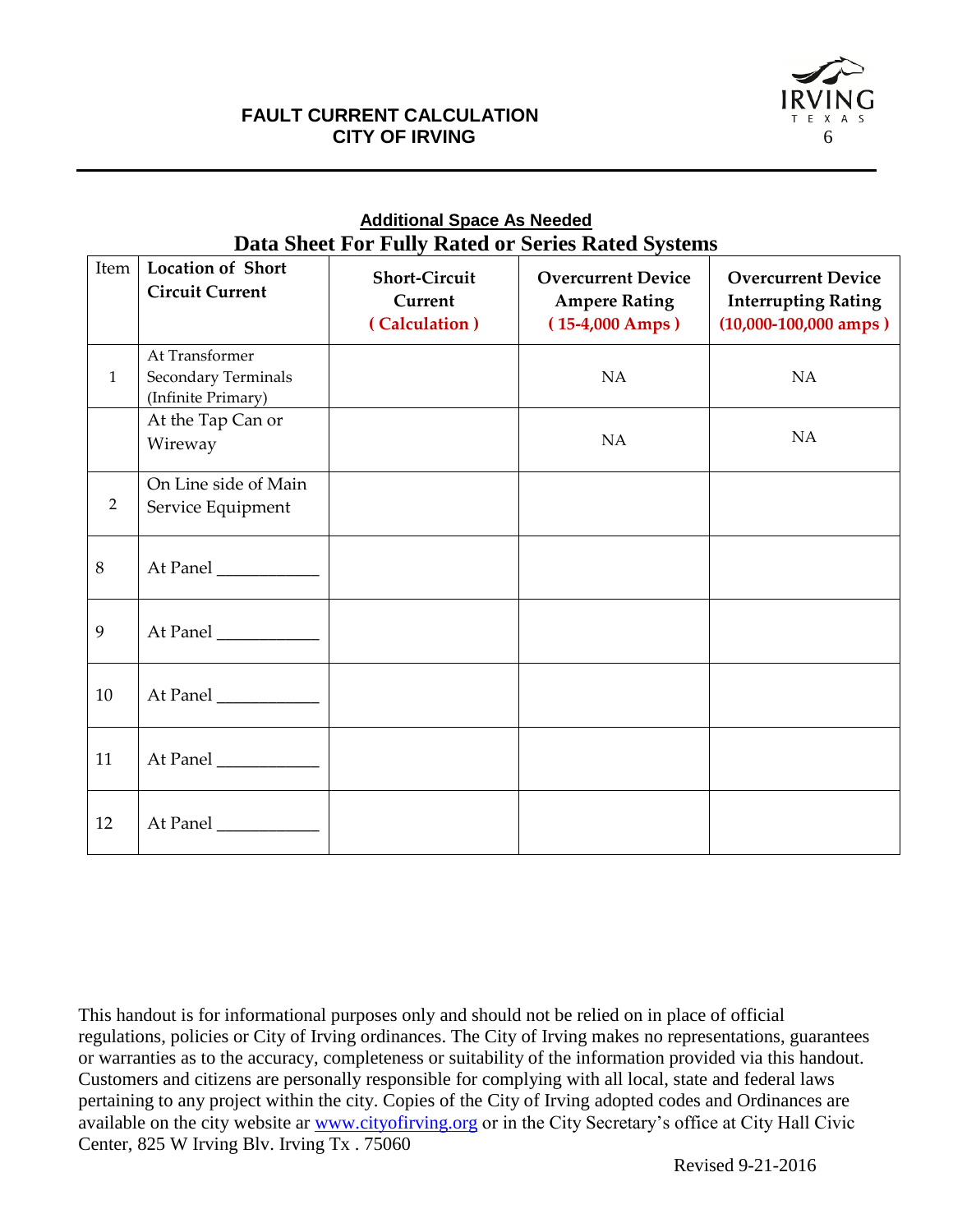**FAULT CURRENT CALCULATION**
**CITY OF IRVING**

**Additional Space As Needed**

## Data Sheet For Fully Rated or Series Rated Systems

| Item | Location of Short Circuit Current | Short-Circuit Current ( Calculation ) | Overcurrent Device Ampere Rating ( 15-4,000 Amps ) | Overcurrent Device Interrupting Rating (10,000-100,000 amps ) |
|---|---|---|---|---|
| 1 | At Transformer Secondary Terminals (Infinite Primary) | | NA | NA |
| | At the Tap Can or Wireway | | NA | NA |
| 2 | On Line side of Main Service Equipment | | | |
| 8 | At Panel ___________ | | | |
| 9 | At Panel ___________ | | | |
| 10 | At Panel ___________ | | | |
| 11 | At Panel ___________ | | | |
| 12 | At Panel ___________ | | | |

This handout is for informational purposes only and should not be relied on in place of official regulations, policies or City of Irving ordinances. The City of Irving makes no representations, guarantees or warranties as to the accuracy, completeness or suitability of the information provided via this handout. Customers and citizens are personally responsible for complying with all local, state and federal laws pertaining to any project within the city. Copies of the City of Irving adopted codes and Ordinances are available on the city website ar [www.cityofirving.org](http://www.cityofirving.org) or in the City Secretary's office at City Hall Civic Center, 825 W Irving Blv. Irving Tx . 75060

Revised 9-21-2016